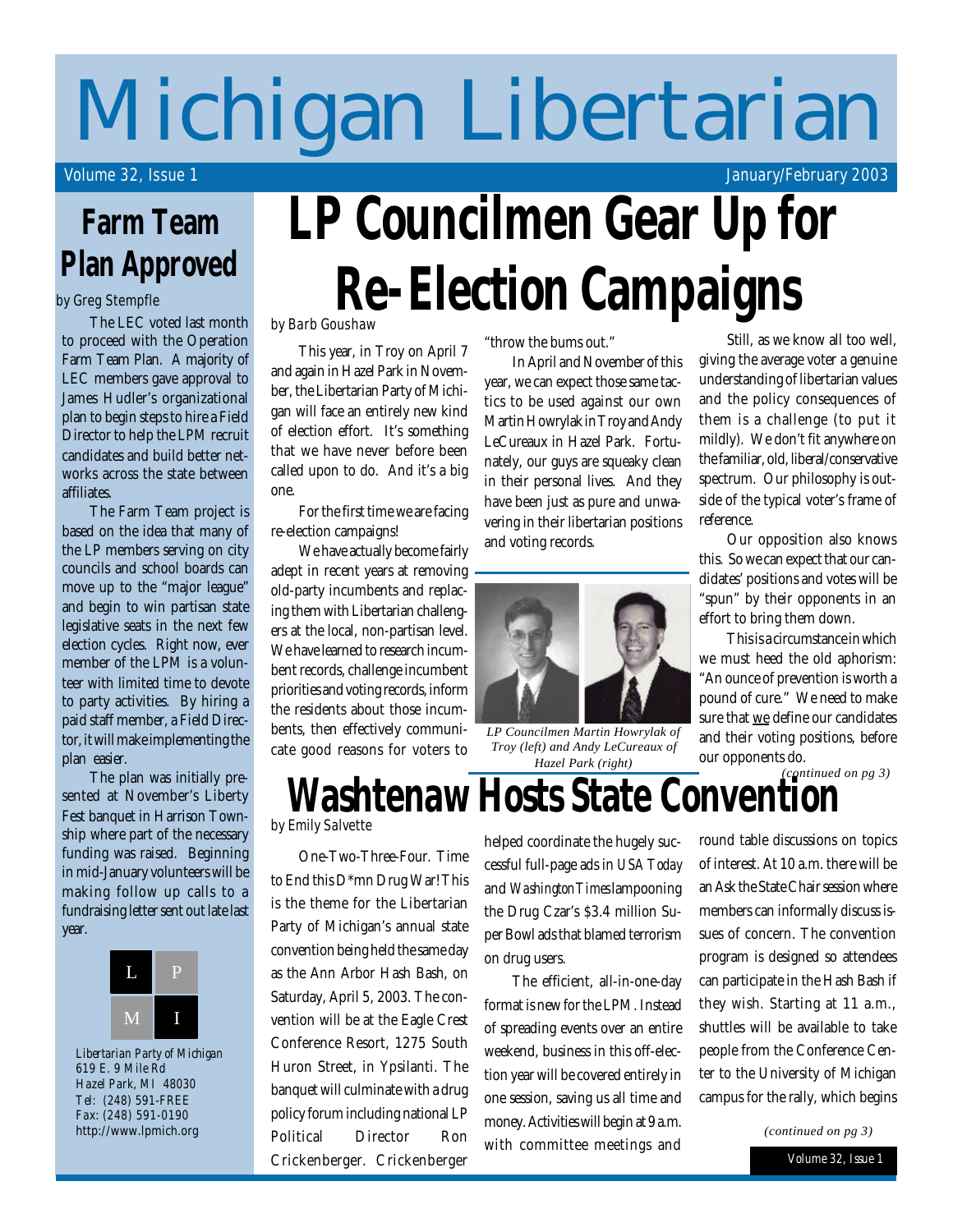# Michigan Libertarian

Volume 32, Issue 1 — January/February 2003

# LP Councilmen Gear Up for Re-Election Campaigns

*by Barb Goushaw*

This year, in Troy on April 7 and again in Hazel Park in November, the Libertarian Party of Michigan will face an entirely new kind of election effort. It's something that we have never before been called upon to do. And it's a big one.

For the first time we are facing re-election campaigns!

We have actually become fairly adept in recent years at removing old-party incumbents and replacing them with Libertarian challengers at the local, non-partisan level. We have learned to research incumbent records, challenge incumbent priorities and voting records, inform the residents about those incumbents, then effectively communicate good reasons for voters to "throw the bums out."

In April and November of this year, we can expect those same tactics to be used against our own Martin Howrylak in Troy and Andy LeCureaux in Hazel Park. Fortunately, our guys are squeaky clean in their personal lives. And they have been just as pure and unwavering in their libertarian positions and voting records.

*LP Councilmen Martin Howrylak of Troy (left) and Andy LeCureaux of Hazel Park (right)*

Still, as we know all too well, giving the average voter a genuine understanding of libertarian values and the policy consequences of them is a challenge (to put it mildly). We don't fit anywhere on the familiar, old, liberal/conservative spectrum. Our philosophy is outside of the typical voter's frame of reference.

Our opposition also knows this. So we can expect that our candidates' positions and votes will be "spun" by their opponents in an effort to bring them down.

This is a circumstance in which we must heed the old aphorism: "An ounce of prevention is worth a pound of cure." We need to make sure that <u>we</u> define our candidates and their voting positions, before our opponents do.

*(continued on pg 3)*

## Farm Team Plan Approved

*by Greg Stempfle*

The LEC voted last month to proceed with the Operation Farm Team Plan. A majority of LEC members gave approval to James Hudler's organizational plan to begin steps to hire a Field Director to help the LPM recruit candidates and build better networks across the state between affiliates.

The Farm Team project is based on the idea that many of the LP members serving on city councils and school boards can move up to the "major league" and begin to win partisan state legislative seats in the next few election cycles. Right now, ever member of the LPM is a volunteer with limited time to devote to party activities. By hiring a paid staff member, a Field Director, it will make implementing the plan easier.

The plan was initially presented at November's Liberty Fest banquet in Harrison Township where part of the necessary funding was raised. Beginning in mid-January volunteers will be making follow up calls to a fundraising letter sent out late last year.

L P
M I

Libertarian Party of Michigan
619 E. 9 Mile Rd
Hazel Park, MI 48030
Tel: (248) 591-FREE
Fax: (248) 591-0190
http://www.lpmich.org

# Washtenaw Hosts State Convention

*by Emily Salvette*

One-Two-Three-Four. Time to End this D*mn Drug War! This is the theme for the Libertarian Party of Michigan's annual state convention being held the same day as the Ann Arbor Hash Bash, on Saturday, April 5, 2003. The convention will be at the Eagle Crest Conference Resort, 1275 South Huron Street, in Ypsilanti. The banquet will culminate with a drug policy forum including national LP Political Director Ron Crickenberger. Crickenberger helped coordinate the hugely successful full-page ads in *USA Today* and *Washington Times* lampooning the Drug Czar's $3.4 million Super Bowl ads that blamed terrorism on drug users.

The efficient, all-in-one-day format is new for the LPM. Instead of spreading events over an entire weekend, business in this off-election year will be covered entirely in one session, saving us all time and money. Activities will begin at 9 a.m. with committee meetings and round table discussions on topics of interest. At 10 a.m. there will be an Ask the State Chair session where members can informally discuss issues of concern. The convention program is designed so attendees can participate in the Hash Bash if they wish. Starting at 11 a.m., shuttles will be available to take people from the Conference Center to the University of Michigan campus for the rally, which begins

*(continued on pg 3)*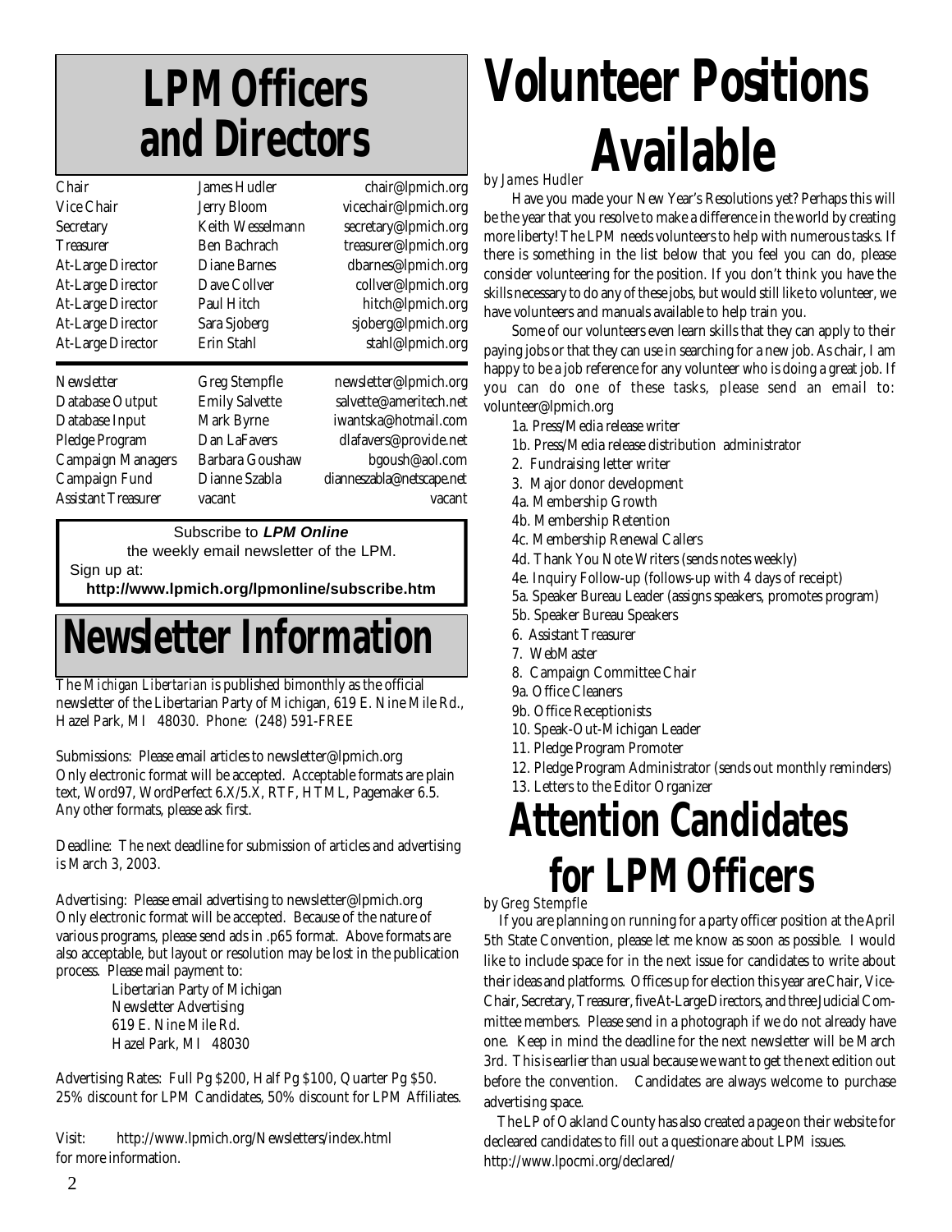# LPM Officers and Directors

| | | |
|---|---|---|
| Chair | James Hudler | chair@lpmich.org |
| Vice Chair | Jerry Bloom | vicechair@lpmich.org |
| Secretary | Keith Wesselmann | secretary@lpmich.org |
| Treasurer | Ben Bachrach | treasurer@lpmich.org |
| At-Large Director | Diane Barnes | dbarnes@lpmich.org |
| At-Large Director | Dave Collver | collver@lpmich.org |
| At-Large Director | Paul Hitch | hitch@lpmich.org |
| At-Large Director | Sara Sjoberg | sjoberg@lpmich.org |
| At-Large Director | Erin Stahl | stahl@lpmich.org |

| | | |
|---|---|---|
| Newsletter | Greg Stempfle | newsletter@lpmich.org |
| Database Output | Emily Salvette | salvette@ameritech.net |
| Database Input | Mark Byrne | iwantska@hotmail.com |
| Pledge Program | Dan LaFavers | dlafavers@provide.net |
| Campaign Managers | Barbara Goushaw | bgoush@aol.com |
| Campaign Fund | Dianne Szabla | dianneszabla@netscape.net |
| Assistant Treasurer | vacant | vacant |

Subscribe to ***LPM Online***
the weekly email newsletter of the LPM.
Sign up at:
**http://www.lpmich.org/lpmonline/subscribe.htm**

# Newsletter Information

The *Michigan Libertarian* is published bimonthly as the official newsletter of the Libertarian Party of Michigan, 619 E. Nine Mile Rd., Hazel Park, MI 48030. Phone: (248) 591-FREE

Submissions: Please email articles to newsletter@lpmich.org
Only electronic format will be accepted. Acceptable formats are plain text, Word97, WordPerfect 6.X/5.X, RTF, HTML, Pagemaker 6.5. Any other formats, please ask first.

Deadline: The next deadline for submission of articles and advertising is March 3, 2003.

Advertising: Please email advertising to newsletter@lpmich.org
Only electronic format will be accepted. Because of the nature of various programs, please send ads in .p65 format. Above formats are also acceptable, but layout or resolution may be lost in the publication process. Please mail payment to:

Libertarian Party of Michigan
Newsletter Advertising
619 E. Nine Mile Rd.
Hazel Park, MI 48030

Advertising Rates: Full Pg $200, Half Pg $100, Quarter Pg $50. 25% discount for LPM Candidates, 50% discount for LPM Affiliates.

Visit: http://www.lpmich.org/Newsletters/index.html for more information.

# Volunteer Positions Available

*by James Hudler*

Have you made your New Year's Resolutions yet? Perhaps this will be the year that you resolve to make a difference in the world by creating more liberty! The LPM needs volunteers to help with numerous tasks. If there is something in the list below that you feel you can do, please consider volunteering for the position. If you don't think you have the skills necessary to do any of these jobs, but would still like to volunteer, we have volunteers and manuals available to help train you.

Some of our volunteers even learn skills that they can apply to their paying jobs or that they can use in searching for a new job. As chair, I am happy to be a job reference for any volunteer who is doing a great job. If you can do one of these tasks, please send an email to: volunteer@lpmich.org

1a. Press/Media release writer
1b. Press/Media release distribution administrator
2. Fundraising letter writer
3. Major donor development
4a. Membership Growth
4b. Membership Retention
4c. Membership Renewal Callers
4d. Thank You Note Writers (sends notes weekly)
4e. Inquiry Follow-up (follows-up with 4 days of receipt)
5a. Speaker Bureau Leader (assigns speakers, promotes program)
5b. Speaker Bureau Speakers
6. Assistant Treasurer
7. WebMaster
8. Campaign Committee Chair
9a. Office Cleaners
9b. Office Receptionists
10. Speak-Out-Michigan Leader
11. Pledge Program Promoter
12. Pledge Program Administrator (sends out monthly reminders)
13. Letters to the Editor Organizer

# Attention Candidates for LPM Officers

*by Greg Stempfle*

If you are planning on running for a party officer position at the April 5th State Convention, please let me know as soon as possible. I would like to include space for in the next issue for candidates to write about their ideas and platforms. Offices up for election this year are Chair, Vice-Chair, Secretary, Treasurer, five At-Large Directors, and three Judicial Committee members. Please send in a photograph if we do not already have one. Keep in mind the deadline for the next newsletter will be March 3rd. This is earlier than usual because we want to get the next edition out before the convention. Candidates are always welcome to purchase advertising space.

The LP of Oakland County has also created a page on their website for decleared candidates to fill out a questionare about LPM issues. http://www.lpocmi.org/declared/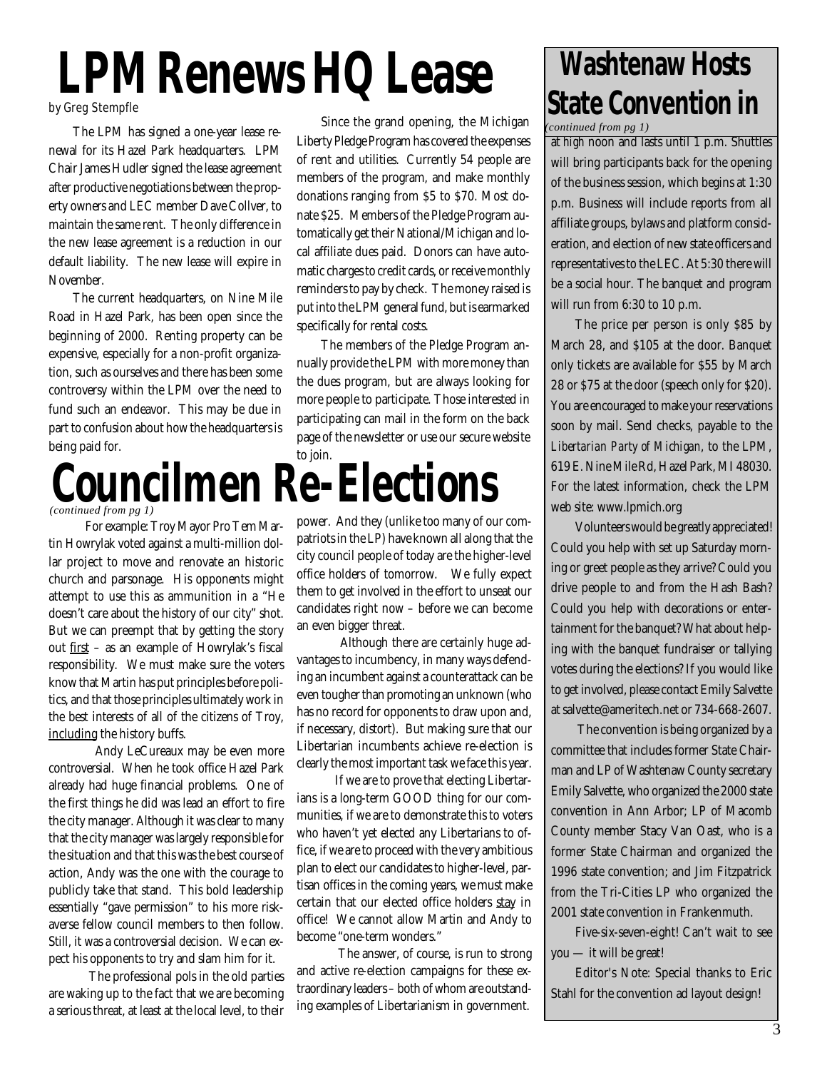# LPM Renews HQ Lease

*by Greg Stempfle*

The LPM has signed a one-year lease renewal for its Hazel Park headquarters. LPM Chair James Hudler signed the lease agreement after productive negotiations between the property owners and LEC member Dave Collver, to maintain the same rent. The only difference in the new lease agreement is a reduction in our default liability. The new lease will expire in November.

The current headquarters, on Nine Mile Road in Hazel Park, has been open since the beginning of 2000. Renting property can be expensive, especially for a non-profit organization, such as ourselves and there has been some controversy within the LPM over the need to fund such an endeavor. This may be due in part to confusion about how the headquarters is being paid for.

Since the grand opening, the Michigan Liberty Pledge Program has covered the expenses of rent and utilities. Currently 54 people are members of the program, and make monthly donations ranging from $5 to $70. Most donate $25. Members of the Pledge Program automatically get their National/Michigan and local affiliate dues paid. Donors can have automatic charges to credit cards, or receive monthly reminders to pay by check. The money raised is put into the LPM general fund, but is earmarked specifically for rental costs.

The members of the Pledge Program annually provide the LPM with more money than the dues program, but are always looking for more people to participate. Those interested in participating can mail in the form on the back page of the newsletter or use our secure website to join.

# Councilmen Re-Elections

*(continued from pg 1)*

For example: Troy Mayor Pro Tem Martin Howrylak voted against a multi-million dollar project to move and renovate an historic church and parsonage. His opponents might attempt to use this as ammunition in a "He doesn't care about the history of our city" shot. But we can preempt that by getting the story out first – as an example of Howrylak's fiscal responsibility. We must make sure the voters know that Martin has put principles before politics, and that those principles ultimately work in the best interests of all of the citizens of Troy, including the history buffs.

Andy LeCureaux may be even more controversial. When he took office Hazel Park already had huge financial problems. One of the first things he did was lead an effort to fire the city manager. Although it was clear to many that the city manager was largely responsible for the situation and that this was the best course of action, Andy was the one with the courage to publicly take that stand. This bold leadership essentially "gave permission" to his more risk-averse fellow council members to then follow. Still, it was a controversial decision. We can expect his opponents to try and slam him for it.

The professional pols in the old parties are waking up to the fact that we are becoming a serious threat, at least at the local level, to their power. And they (unlike too many of our compatriots in the LP) have known all along that the city council people of today are the higher-level office holders of tomorrow. We fully expect them to get involved in the effort to unseat our candidates right now – before we can become an even bigger threat.

Although there are certainly huge advantages to incumbency, in many ways defending an incumbent against a counterattack can be even tougher than promoting an unknown (who has no record for opponents to draw upon and, if necessary, distort). But making sure that our Libertarian incumbents achieve re-election is clearly the most important task we face this year.

If we are to prove that electing Libertarians is a long-term GOOD thing for our communities, if we are to demonstrate this to voters who haven't yet elected any Libertarians to office, if we are to proceed with the very ambitious plan to elect our candidates to higher-level, partisan offices in the coming years, we must make certain that our elected office holders stay in office! We cannot allow Martin and Andy to become "one-term wonders."

The answer, of course, is run to strong and active re-election campaigns for these extraordinary leaders – both of whom are outstanding examples of Libertarianism in government.

# Washtenaw Hosts State Convention in

*(continued from pg 1)*

at high noon and lasts until 1 p.m. Shuttles will bring participants back for the opening of the business session, which begins at 1:30 p.m. Business will include reports from all affiliate groups, bylaws and platform consideration, and election of new state officers and representatives to the LEC. At 5:30 there will be a social hour. The banquet and program will run from 6:30 to 10 p.m.

The price per person is only $85 by March 28, and $105 at the door. Banquet only tickets are available for $55 by March 28 or $75 at the door (speech only for $20). You are encouraged to make your reservations soon by mail. Send checks, payable to the *Libertarian Party of Michigan*, to the LPM, 619 E. Nine Mile Rd, Hazel Park, MI 48030. For the latest information, check the LPM web site: www.lpmich.org

Volunteers would be greatly appreciated! Could you help with set up Saturday morning or greet people as they arrive? Could you drive people to and from the Hash Bash? Could you help with decorations or entertainment for the banquet? What about helping with the banquet fundraiser or tallying votes during the elections? If you would like to get involved, please contact Emily Salvette at salvette@ameritech.net or 734-668-2607.

The convention is being organized by a committee that includes former State Chairman and LP of Washtenaw County secretary Emily Salvette, who organized the 2000 state convention in Ann Arbor; LP of Macomb County member Stacy Van Oast, who is a former State Chairman and organized the 1996 state convention; and Jim Fitzpatrick from the Tri-Cities LP who organized the 2001 state convention in Frankenmuth.

Five-six-seven-eight! Can't wait to see you — it will be great!

Editor's Note: Special thanks to Eric Stahl for the convention ad layout design!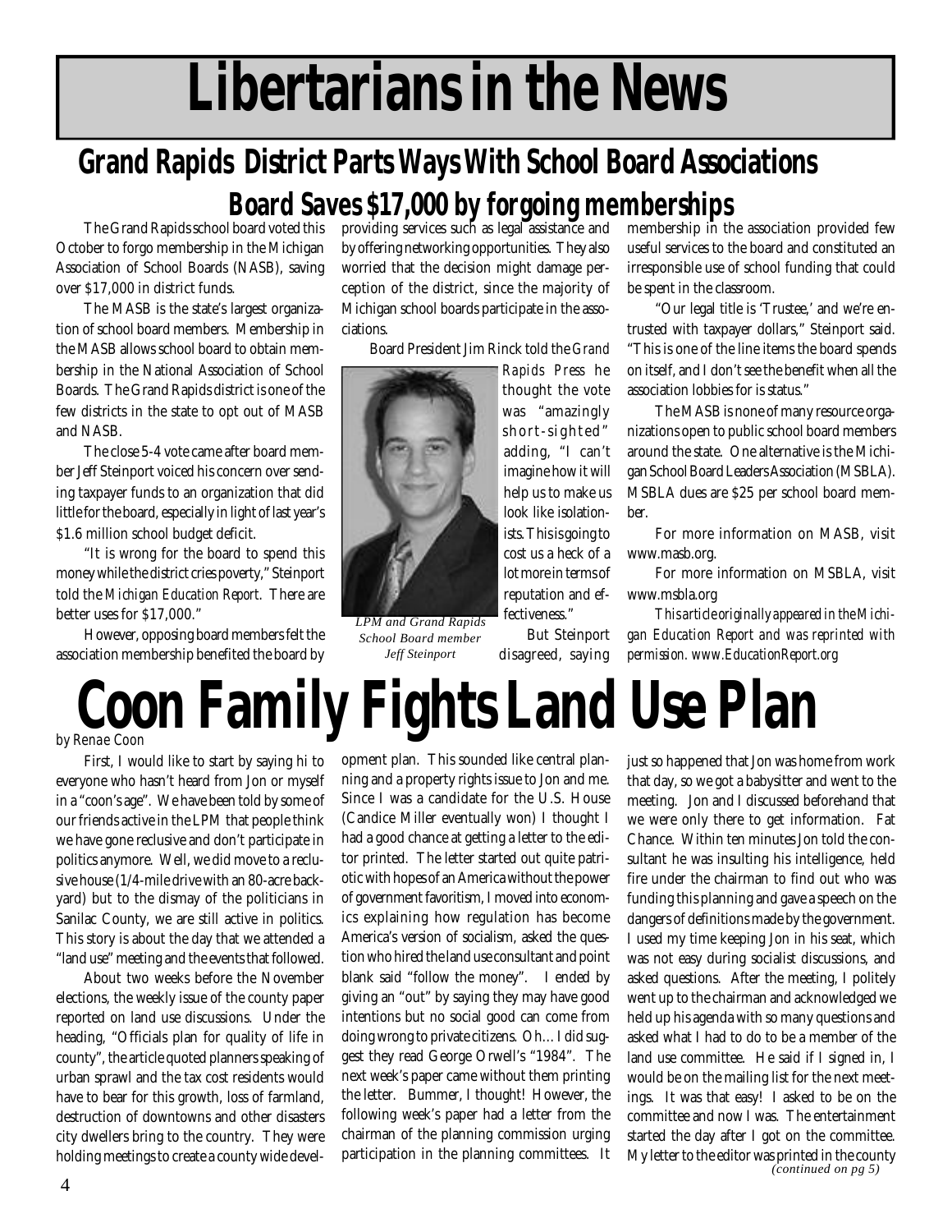# Libertarians in the News

## Grand Rapids District Parts Ways With School Board Associations

### Board Saves $17,000 by forgoing memberships

The Grand Rapids school board voted this October to forgo membership in the Michigan Association of School Boards (NASB), saving over $17,000 in district funds.

The MASB is the state's largest organization of school board members. Membership in the MASB allows school board to obtain membership in the National Association of School Boards. The Grand Rapids district is one of the few districts in the state to opt out of MASB and NASB.

The close 5-4 vote came after board member Jeff Steinport voiced his concern over sending taxpayer funds to an organization that did little for the board, especially in light of last year's $1.6 million school budget deficit.

"It is wrong for the board to spend this money while the district cries poverty," Steinport told the *Michigan Education Report*. There are better uses for $17,000."

However, opposing board members felt the association membership benefited the board by providing services such as legal assistance and by offering networking opportunities. They also worried that the decision might damage perception of the district, since the majority of Michigan school boards participate in the associations.

Board President Jim Rinck told the *Grand Rapids Press* he thought the vote was "amazingly short-sighted" adding, "I can't imagine how it will help us to make us look like isolationists. This is going to cost us a heck of a lot more in terms of reputation and effectiveness."

*LPM and Grand Rapids School Board member Jeff Steinport*

But Steinport disagreed, saying membership in the association provided few useful services to the board and constituted an irresponsible use of school funding that could be spent in the classroom.

"Our legal title is 'Trustee,' and we're entrusted with taxpayer dollars," Steinport said. "This is one of the line items the board spends on itself, and I don't see the benefit when all the association lobbies for is status."

The MASB is none of many resource organizations open to public school board members around the state. One alternative is the Michigan School Board Leaders Association (MSBLA). MSBLA dues are $25 per school board member.

For more information on MASB, visit www.masb.org.

For more information on MSBLA, visit www.msbla.org

*This article originally appeared in the Michigan Education Report and was reprinted with permission. www.EducationReport.org*

# Coon Family Fights Land Use Plan

*by Renae Coon*

First, I would like to start by saying hi to everyone who hasn't heard from Jon or myself in a "coon's age". We have been told by some of our friends active in the LPM that people think we have gone reclusive and don't participate in politics anymore. Well, we did move to a reclusive house (1/4-mile drive with an 80-acre backyard) but to the dismay of the politicians in Sanilac County, we are still active in politics. This story is about the day that we attended a "land use" meeting and the events that followed.

About two weeks before the November elections, the weekly issue of the county paper reported on land use discussions. Under the heading, "Officials plan for quality of life in county", the article quoted planners speaking of urban sprawl and the tax cost residents would have to bear for this growth, loss of farmland, destruction of downtowns and other disasters city dwellers bring to the country. They were holding meetings to create a county wide development plan. This sounded like central planning and a property rights issue to Jon and me. Since I was a candidate for the U.S. House (Candice Miller eventually won) I thought I had a good chance at getting a letter to the editor printed. The letter started out quite patriotic with hopes of an America without the power of government favoritism, I moved into economics explaining how regulation has become America's version of socialism, asked the question who hired the land use consultant and point blank said "follow the money". I ended by giving an "out" by saying they may have good intentions but no social good can come from doing wrong to private citizens. Oh... I did suggest they read George Orwell's "1984". The next week's paper came without them printing the letter. Bummer, I thought! However, the following week's paper had a letter from the chairman of the planning commission urging participation in the planning committees. It just so happened that Jon was home from work that day, so we got a babysitter and went to the meeting. Jon and I discussed beforehand that we were only there to get information. Fat Chance. Within ten minutes Jon told the consultant he was insulting his intelligence, held fire under the chairman to find out who was funding this planning and gave a speech on the dangers of definitions made by the government. I used my time keeping Jon in his seat, which was not easy during socialist discussions, and asked questions. After the meeting, I politely went up to the chairman and acknowledged we held up his agenda with so many questions and asked what I had to do to be a member of the land use committee. He said if I signed in, I would be on the mailing list for the next meetings. It was that easy! I asked to be on the committee and now I was. The entertainment started the day after I got on the committee. My letter to the editor was printed in the county

*(continued on pg 5)*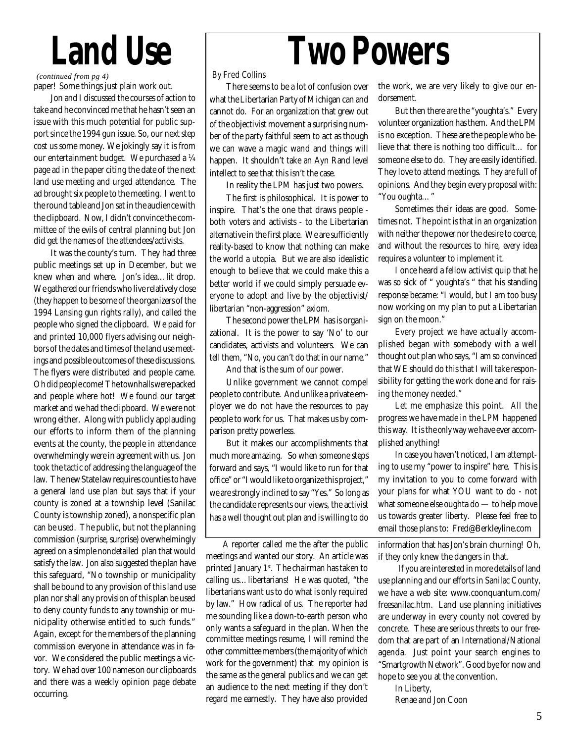# Land Use

*(continued from pg 4)*

paper! Some things just plain work out.

Jon and I discussed the courses of action to take and he convinced me that he hasn't seen an issue with this much potential for public support since the 1994 gun issue. So, our next step cost us some money. We jokingly say it is from our entertainment budget. We purchased a ¼ page ad in the paper citing the date of the next land use meeting and urged attendance. The ad brought six people to the meeting. I went to the round table and Jon sat in the audience with the clipboard. Now, I didn't convince the committee of the evils of central planning but Jon did get the names of the attendees/activists.

It was the county's turn. They had three public meetings set up in December, but we knew when and where. Jon's idea…lit drop. We gathered our friends who live relatively close (they happen to be some of the organizers of the 1994 Lansing gun rights rally), and called the people who signed the clipboard. We paid for and printed 10,000 flyers advising our neighbors of the dates and times of the land use meetings and possible outcomes of these discussions. The flyers were distributed and people came. Oh did people come! The townhalls were packed and people where hot! We found our target market and we had the clipboard. We were not wrong either. Along with publicly applauding our efforts to inform them of the planning events at the county, the people in attendance overwhelmingly were in agreement with us. Jon took the tactic of addressing the language of the law. The new State law requires counties to have a general land use plan but says that if your county is zoned at a township level (Sanilac County is township zoned), a nonspecific plan can be used. The public, but not the planning commission (surprise, surprise) overwhelmingly agreed on a simple nondetailed plan that would satisfy the law. Jon also suggested the plan have this safeguard, "No township or municipality shall be bound to any provision of this land use plan nor shall any provision of this plan be used to deny county funds to any township or municipality otherwise entitled to such funds." Again, except for the members of the planning commission everyone in attendance was in favor. We considered the public meetings a victory. We had over 100 names on our clipboards and there was a weekly opinion page debate occurring.

A reporter called me the after the public meetings and wanted our story. An article was printed January 1st. The chairman has taken to calling us…libertarians! He was quoted, "the libertarians want us to do what is only required by law." How radical of us. The reporter had me sounding like a down-to-earth person who only wants a safeguard in the plan. When the committee meetings resume, I will remind the other committee members (the majority of which work for the government) that my opinion is the same as the general publics and we can get an audience to the next meeting if they don't regard me earnestly. They have also provided information that has Jon's brain churning! Oh, if they only knew the dangers in that.

If you are interested in more details of land use planning and our efforts in Sanilac County, we have a web site: www.coonquantum.com/freesanilac.htm. Land use planning initiatives are underway in every county not covered by concrete. These are serious threats to our freedom that are part of an International/National agenda. Just point your search engines to "Smartgrowth Network". Good bye for now and hope to see you at the convention.

In Liberty,
Renae and Jon Coon

# Two Powers

*By Fred Collins*

There seems to be a lot of confusion over what the Libertarian Party of Michigan can and cannot do. For an organization that grew out of the objectivist movement a surprising number of the party faithful seem to act as though we can wave a magic wand and things will happen. It shouldn't take an Ayn Rand level intellect to see that this isn't the case.

In reality the LPM has just two powers.

The first is philosophical. It is power to inspire. That's the one that draws people - both voters and activists - to the Libertarian alternative in the first place. We are sufficiently reality-based to know that nothing can make the world a utopia. But we are also idealistic enough to believe that we could make this a better world if we could simply persuade everyone to adopt and live by the objectivist/libertarian "non-aggression" axiom.

The second power the LPM has is organizational. It is the power to say 'No' to our candidates, activists and volunteers. We can tell them, "No, you can't do that in our name."

And that is the sum of our power.

Unlike government we cannot compel people to contribute. And unlike a private employer we do not have the resources to pay people to work for us. That makes us by comparison pretty powerless.

But it makes our accomplishments that much more amazing. So when someone steps forward and says, "I would like to run for that office" or "I would like to organize this project," we are strongly inclined to say "Yes." So long as the candidate represents our views, the activist has a well thought out plan and is willing to do the work, we are very likely to give our endorsement.

But then there are the "youghta's." Every volunteer organization has them. And the LPM is no exception. These are the people who believe that there is nothing too difficult… for someone else to do. They are easily identified. They love to attend meetings. They are full of opinions. And they begin every proposal with: "You oughta…"

Sometimes their ideas are good. Sometimes not. The point is that in an organization with neither the power nor the desire to coerce, and without the resources to hire, every idea requires a volunteer to implement it.

I once heard a fellow activist quip that he was so sick of " youghta's " that his standing response became: "I would, but I am too busy now working on my plan to put a Libertarian sign on the moon."

Every project we have actually accomplished began with somebody with a well thought out plan who says, "I am so convinced that WE should do this that I will take responsibility for getting the work done and for raising the money needed."

Let me emphasize this point. *All* the progress we have made in the LPM happened this way. It is the *only* way we have ever accomplished anything!

In case you haven't noticed, I am attempting to use my "power to inspire" here. This is my invitation to you to come forward with your plans for what YOU want to do - not what someone else oughta do — to help move us towards greater liberty. Please feel free to email those plans to: Fred@Berkleyline.com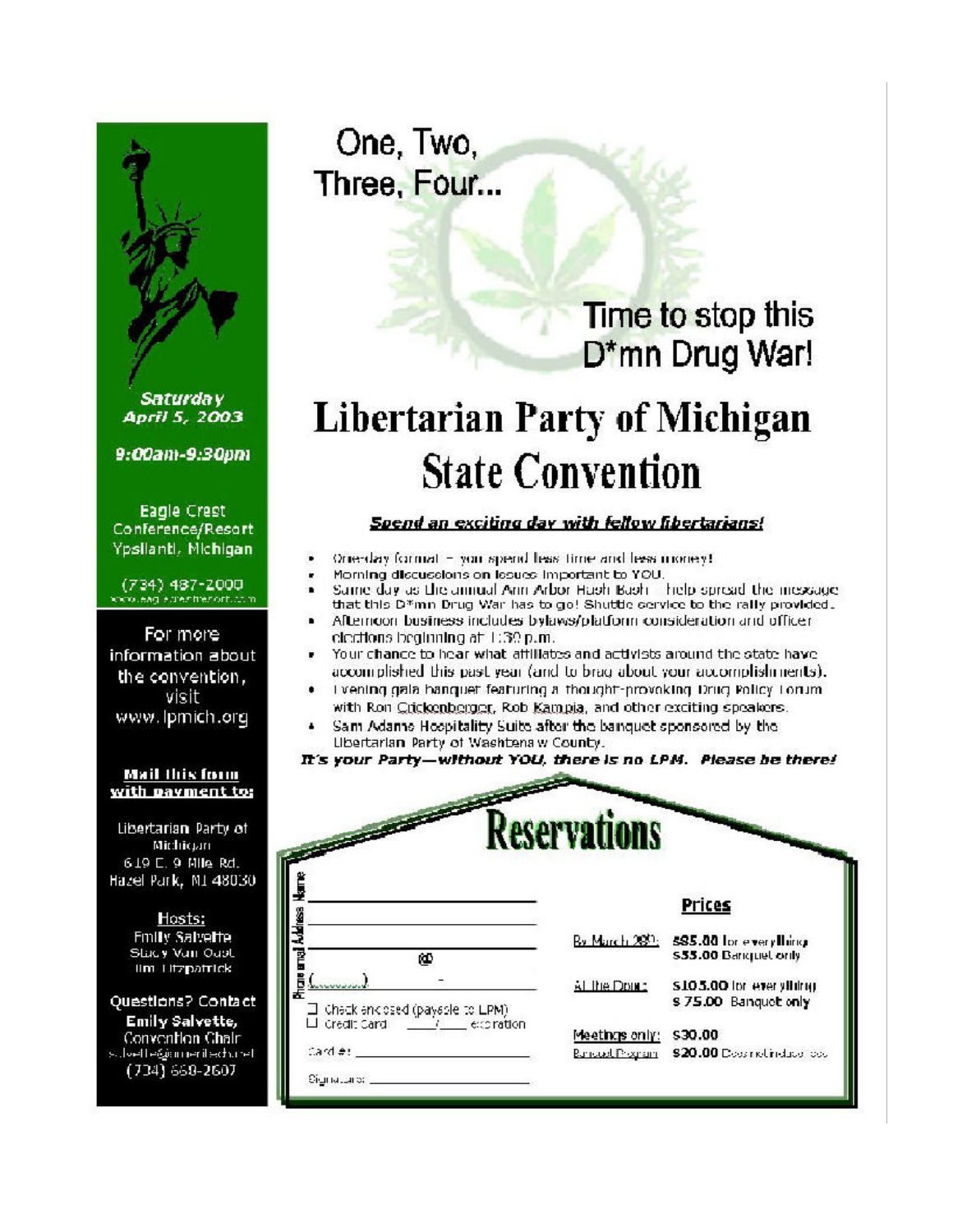Saturday April 5, 2003

9:00am-9:30pm

Eagle Crest Conference/Resort
Ypsilanti, Michigan

(734) 487-2000
www.eaglecrestresort.com

For more information about the convention, visit www.lpmich.org

**Mail this form with payment to:**

Libertarian Party of Michigan
619 E. 9 Mile Rd.
Hazel Park, MI 48030

**Hosts:**
Emily Salvette
Stacy Van Oast
Tim Fitzpatrick

**Questions? Contact**
**Emily Salvette, Convention Chair**
salvette@mi.meritech.net
(734) 668-2607

One, Two, Three, Four...

Time to stop this D*mn Drug War!

# Libertarian Party of Michigan State Convention

***Spend an exciting day with fellow libertarians!***

- One-day format – you spend less time and less money!
- Morning discussions on issues important to YOU.
- Same day as the annual Ann Arbor Hash Bash – help spread the message that this D*mn Drug War has to go! Shuttle service to the rally provided.
- Afternoon business includes bylaws/platform consideration and officer elections beginning at 1:30 p.m.
- Your chance to hear what affiliates and activists around the state have accomplished this past year (and to brag about your accomplishments).
- Evening gala banquet featuring a thought-provoking Drug Policy Forum with Ron Crickenberger, Rob Kampia, and other exciting speakers.
- Sam Adams Hospitality Suite after the banquet sponsored by the Libertarian Party of Washtenaw County.

***It's your Party—without YOU, there is no LPM. Please be there!***

## Reservations

Name ______________________

Address ______________________

Phone and email ( ) - ______ @ ______

☐ Check enclosed (payable to LPM)
☐ Credit Card ____/____ expiration

Card #: ______________________

Signature: ______________________

**Prices**

| | |
|---|---|
| By March 28th: | $85.00 for everything<br>$55.00 Banquet only |
| At the Door: | $105.00 for everything<br>$75.00 Banquet only |
| Meetings only: | $30.00 |
| Banquet Program | $20.00 Does not include food |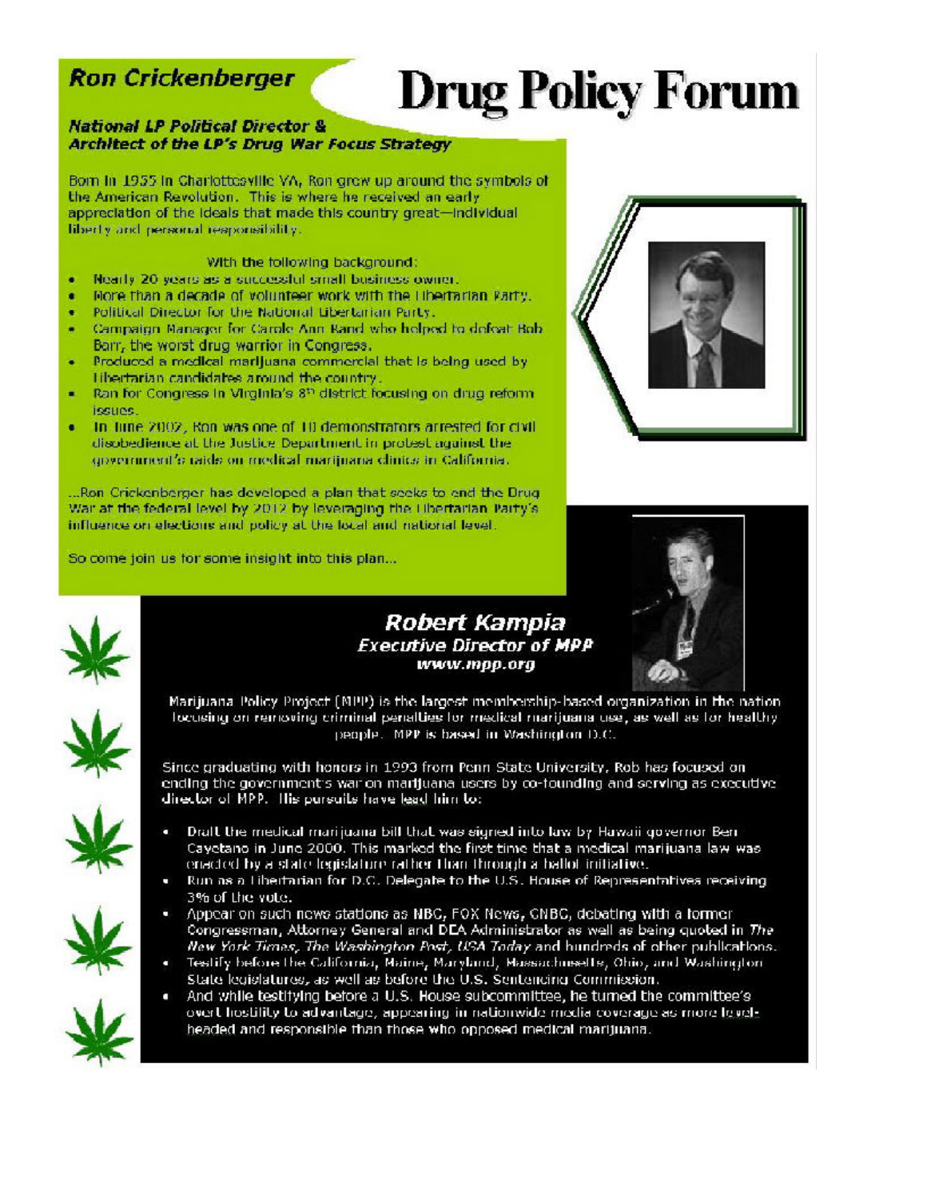# Drug Policy Forum

## Ron Crickenberger

### *National LP Political Director & Architect of the LP's Drug War Focus Strategy*

Born in 1955 in Charlottesville VA, Ron grew up around the symbols of the American Revolution. This is where he received an early appreciation of the ideals that made this country great—individual liberty and personal responsibility.

With the following background:

- Nearly 20 years as a successful small business owner.
- More than a decade of volunteer work with the Libertarian Party.
- Political Director for the National Libertarian Party.
- Campaign Manager for Carole Ann Rand who helped to defeat Bob Barr, the worst drug warrior in Congress.
- Produced a medical marijuana commercial that is being used by Libertarian candidates around the country.
- Ran for Congress in Virginia's 8th district focusing on drug reform issues.
- In June 2002, Ron was one of 10 demonstrators arrested for civil disobedience at the Justice Department in protest against the government's raids on medical marijuana clinics in California.

...Ron Crickenberger has developed a plan that seeks to end the Drug War at the federal level by 2012 by leveraging the Libertarian Party's influence on elections and policy at the local and national level.

So come join us for some insight into this plan...

## Robert Kampia

### *Executive Director of MPP*

***www.mpp.org***

Marijuana Policy Project (MPP) is the largest membership-based organization in the nation focusing on removing criminal penalties for medical marijuana use, as well as for healthy people. MPP is based in Washington D.C.

Since graduating with honors in 1993 from Penn State University, Rob has focused on ending the government's war on marijuana users by co-founding and serving as executive director of MPP. His pursuits have lead him to:

- Draft the medical marijuana bill that was signed into law by Hawaii governor Ben Cayetano in June 2000. This marked the first time that a medical marijuana law was enacted by a state legislature rather than through a ballot initiative.
- Run as a Libertarian for D.C. Delegate to the U.S. House of Representatives receiving 3% of the vote.
- Appear on such news stations as NBC, FOX News, CNBC, debating with a former Congressman, Attorney General and DEA Administrator as well as being quoted in *The New York Times*, *The Washington Post*, *USA Today* and hundreds of other publications.
- Testify before the California, Maine, Maryland, Massachusetts, Ohio, and Washington State legislatures, as well as before the U.S. Sentencing Commission.
- And while testifying before a U.S. House subcommittee, he turned the committee's overt hostility to advantage, appearing in nationwide media coverage as more level-headed and responsible than those who opposed medical marijuana.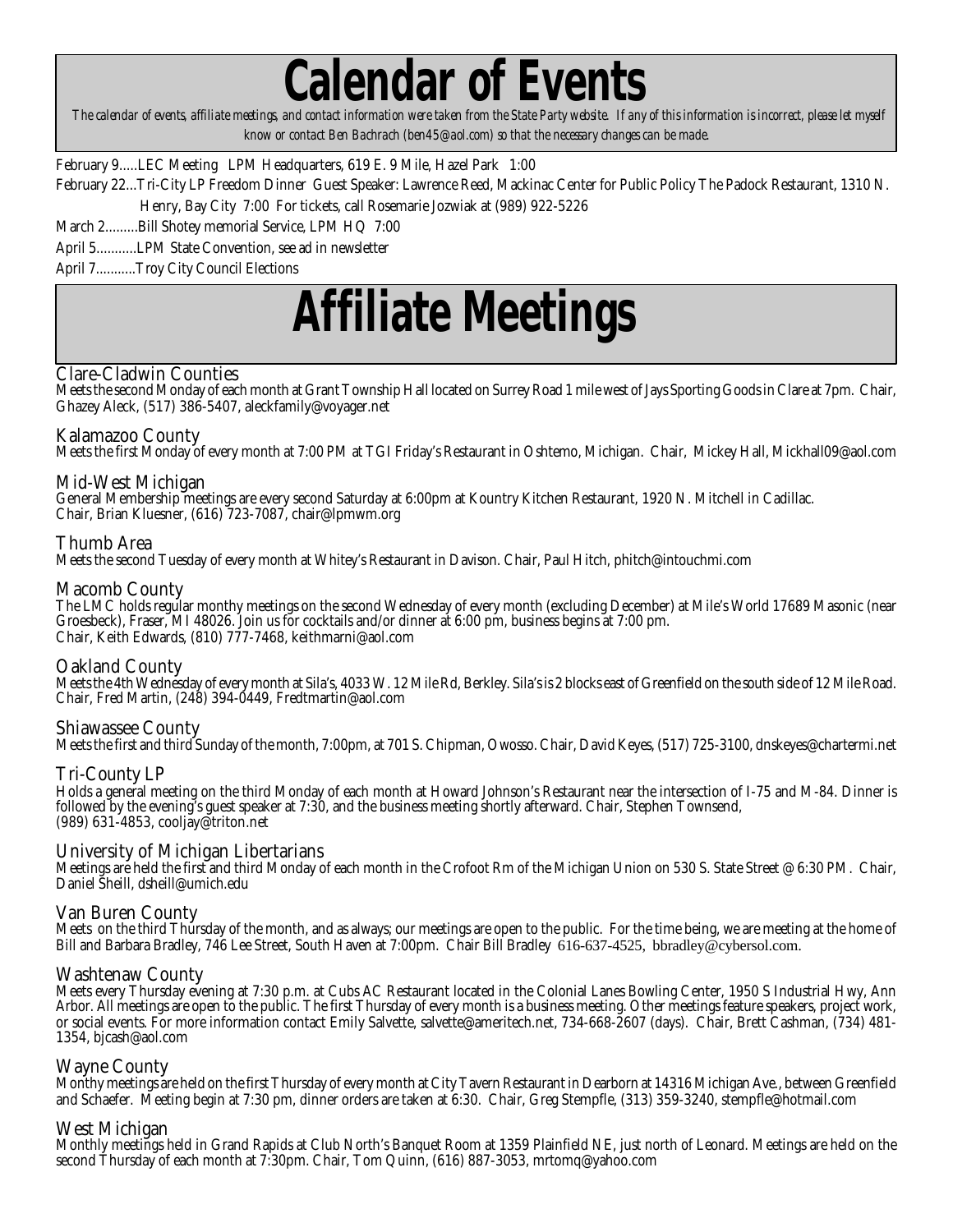# Calendar of Events

*The calendar of events, affiliate meetings, and contact information were taken from the State Party website. If any of this information is incorrect, please let myself know or contact Ben Bachrach (ben45@aol.com) so that the necessary changes can be made.*

February 9.....LEC Meeting LPM Headquarters, 619 E. 9 Mile, Hazel Park 1:00

February 22...Tri-City LP Freedom Dinner Guest Speaker: Lawrence Reed, Mackinac Center for Public Policy The Padock Restaurant, 1310 N. Henry, Bay City 7:00 For tickets, call Rosemarie Jozwiak at (989) 922-5226

March 2.........Bill Shotey memorial Service, LPM HQ 7:00

April 5...........LPM State Convention, see ad in newsletter

April 7...........Troy City Council Elections

# Affiliate Meetings

### Clare-Cladwin Counties

Meets the second Monday of each month at Grant Township Hall located on Surrey Road 1 mile west of Jays Sporting Goods in Clare at 7pm. Chair, Ghazey Aleck, (517) 386-5407, aleckfamily@voyager.net

### Kalamazoo County

Meets the first Monday of every month at 7:00 PM at TGI Friday's Restaurant in Oshtemo, Michigan. Chair, Mickey Hall, Mickhall09@aol.com

### Mid-West Michigan

General Membership meetings are every second Saturday at 6:00pm at Kountry Kitchen Restaurant, 1920 N. Mitchell in Cadillac.
Chair, Brian Kluesner, (616) 723-7087, chair@lpmwm.org

### Thumb Area

Meets the second Tuesday of every month at Whitey's Restaurant in Davison. Chair, Paul Hitch, phitch@intouchmi.com

### Macomb County

The LMC holds regular monthy meetings on the second Wednesday of every month (excluding December) at Mile's World 17689 Masonic (near Groesbeck), Fraser, MI 48026. Join us for cocktails and/or dinner at 6:00 pm, business begins at 7:00 pm.
Chair, Keith Edwards, (810) 777-7468, keithmarni@aol.com

### Oakland County

Meets the 4th Wednesday of every month at Sila's, 4033 W. 12 Mile Rd, Berkley. Sila's is 2 blocks east of Greenfield on the south side of 12 Mile Road.
Chair, Fred Martin, (248) 394-0449, Fredtmartin@aol.com

### Shiawassee County

Meets the first and third Sunday of the month, 7:00pm, at 701 S. Chipman, Owosso. Chair, David Keyes, (517) 725-3100, dnskeyes@chartermi.net

### Tri-County LP

Holds a general meeting on the third Monday of each month at Howard Johnson's Restaurant near the intersection of I-75 and M-84. Dinner is followed by the evening's guest speaker at 7:30, and the business meeting shortly afterward. Chair, Stephen Townsend,
(989) 631-4853, cooljay@triton.net

### University of Michigan Libertarians

Meetings are held the first and third Monday of each month in the Crofoot Rm of the Michigan Union on 530 S. State Street @ 6:30 PM. Chair, Daniel Sheill, dsheill@umich.edu

### Van Buren County

Meets on the third Thursday of the month, and as always; our meetings are open to the public. For the time being, we are meeting at the home of Bill and Barbara Bradley, 746 Lee Street, South Haven at 7:00pm. Chair Bill Bradley 616-637-4525, bbradley@cybersol.com.

### Washtenaw County

Meets every Thursday evening at 7:30 p.m. at Cubs AC Restaurant located in the Colonial Lanes Bowling Center, 1950 S Industrial Hwy, Ann Arbor. All meetings are open to the public. The first Thursday of every month is a business meeting. Other meetings feature speakers, project work, or social events. For more information contact Emily Salvette, salvette@ameritech.net, 734-668-2607 (days). Chair, Brett Cashman, (734) 481-1354, bjcash@aol.com

### Wayne County

Monthy meetings are held on the first Thursday of every month at City Tavern Restaurant in Dearborn at 14316 Michigan Ave., between Greenfield and Schaefer. Meeting begin at 7:30 pm, dinner orders are taken at 6:30. Chair, Greg Stempfle, (313) 359-3240, stempfle@hotmail.com

### West Michigan

Monthly meetings held in Grand Rapids at Club North's Banquet Room at 1359 Plainfield NE, just north of Leonard. Meetings are held on the second Thursday of each month at 7:30pm. Chair, Tom Quinn, (616) 887-3053, mrtomq@yahoo.com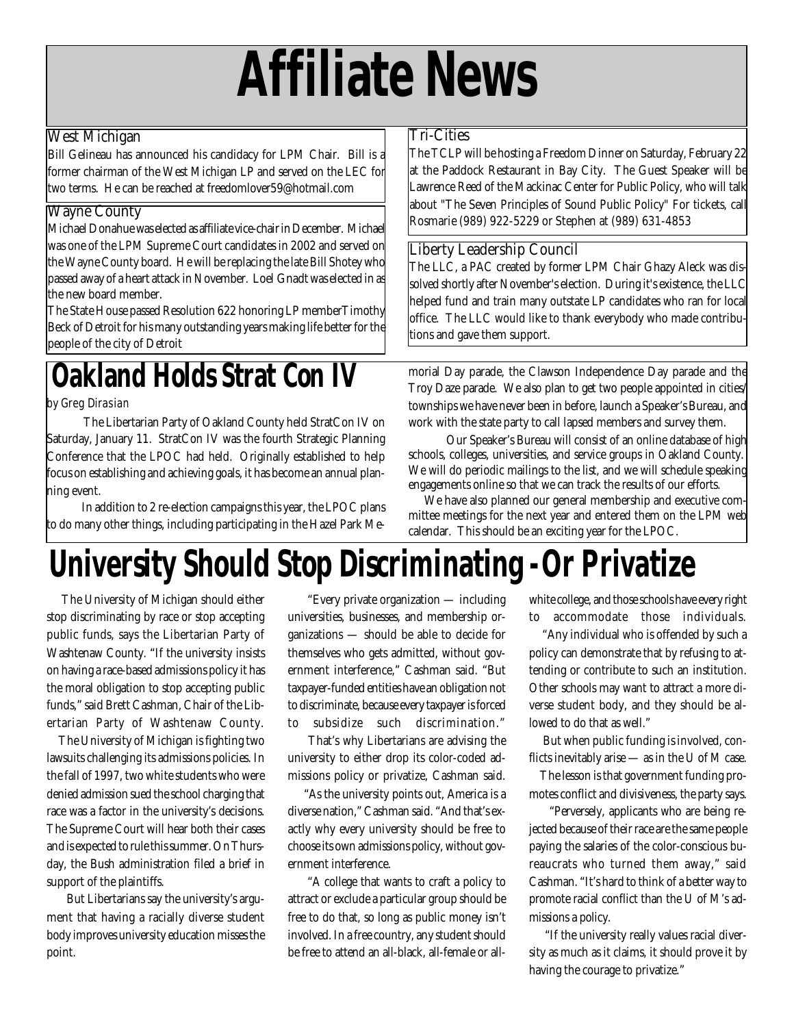# Affiliate News

## West Michigan

Bill Gelineau has announced his candidacy for LPM Chair. Bill is a former chairman of the West Michigan LP and served on the LEC for two terms. He can be reached at freedomlover59@hotmail.com

## Wayne County

Michael Donahue was elected as affiliate vice-chair in December. Michael was one of the LPM Supreme Court candidates in 2002 and served on the Wayne County board. He will be replacing the late Bill Shotey who passed away of a heart attack in November. Loel Gnadt was elected in as the new board member.

The State House passed Resolution 622 honoring LP member Timothy Beck of Detroit for his many outstanding years making life better for the people of the city of Detroit

## Tri-Cities

The TCLP will be hosting a Freedom Dinner on Saturday, February 22 at the Paddock Restaurant in Bay City. The Guest Speaker will be Lawrence Reed of the Mackinac Center for Public Policy, who will talk about "The Seven Principles of Sound Public Policy" For tickets, call Rosmarie (989) 922-5229 or Stephen at (989) 631-4853

## Liberty Leadership Council

The LLC, a PAC created by former LPM Chair Ghazy Aleck was dissolved shortly after November's election. During it's existence, the LLC helped fund and train many outstate LP candidates who ran for local office. The LLC would like to thank everybody who made contributions and gave them support.

# Oakland Holds Strat Con IV

*by Greg Dirasian*

The Libertarian Party of Oakland County held StratCon IV on Saturday, January 11. StratCon IV was the fourth Strategic Planning Conference that the LPOC had held. Originally established to help focus on establishing and achieving goals, it has become an annual planning event.

In addition to 2 re-election campaigns this year, the LPOC plans to do many other things, including participating in the Hazel Park Memorial Day parade, the Clawson Independence Day parade and the Troy Daze parade. We also plan to get two people appointed in cities/townships we have never been in before, launch a Speaker's Bureau, and work with the state party to call lapsed members and survey them.

Our Speaker's Bureau will consist of an online database of high schools, colleges, universities, and service groups in Oakland County. We will do periodic mailings to the list, and we will schedule speaking engagements online so that we can track the results of our efforts.

We have also planned our general membership and executive committee meetings for the next year and entered them on the LPM web calendar. This should be an exciting year for the LPOC.

# University Should Stop Discriminating - Or Privatize

The University of Michigan should either stop discriminating by race or stop accepting public funds, says the Libertarian Party of Washtenaw County. "If the university insists on having a race-based admissions policy it has the moral obligation to stop accepting public funds," said Brett Cashman, Chair of the Libertarian Party of Washtenaw County.

The University of Michigan is fighting two lawsuits challenging its admissions policies. In the fall of 1997, two white students who were denied admission sued the school charging that race was a factor in the university's decisions. The Supreme Court will hear both their cases and is expected to rule this summer. On Thursday, the Bush administration filed a brief in support of the plaintiffs.

But Libertarians say the university's argument that having a racially diverse student body improves university education misses the point.

"Every private organization — including universities, businesses, and membership organizations — should be able to decide for themselves who gets admitted, without government interference," Cashman said. "But taxpayer-funded entities have an obligation not to discriminate, because every taxpayer is forced to subsidize such discrimination."

That's why Libertarians are advising the university to either drop its color-coded admissions policy or privatize, Cashman said.

"As the university points out, America is a diverse nation," Cashman said. "And that's exactly why every university should be free to choose its own admissions policy, without government interference.

"A college that wants to craft a policy to attract or exclude a particular group should be free to do that, so long as public money isn't involved. In a free country, any student should be free to attend an all-black, all-female or all-white college, and those schools have every right to accommodate those individuals.

"Any individual who is offended by such a policy can demonstrate that by refusing to attending or contribute to such an institution. Other schools may want to attract a more diverse student body, and they should be allowed to do that as well."

But when public funding is involved, conflicts inevitably arise — as in the U of M case.

The lesson is that government funding promotes conflict and divisiveness, the party says.

"Perversely, applicants who are being rejected because of their race are the same people paying the salaries of the color-conscious bureaucrats who turned them away," said Cashman. "It's hard to think of a better way to promote racial conflict than the U of M's admissions a policy.

"If the university really values racial diversity as much as it claims, it should prove it by having the courage to privatize."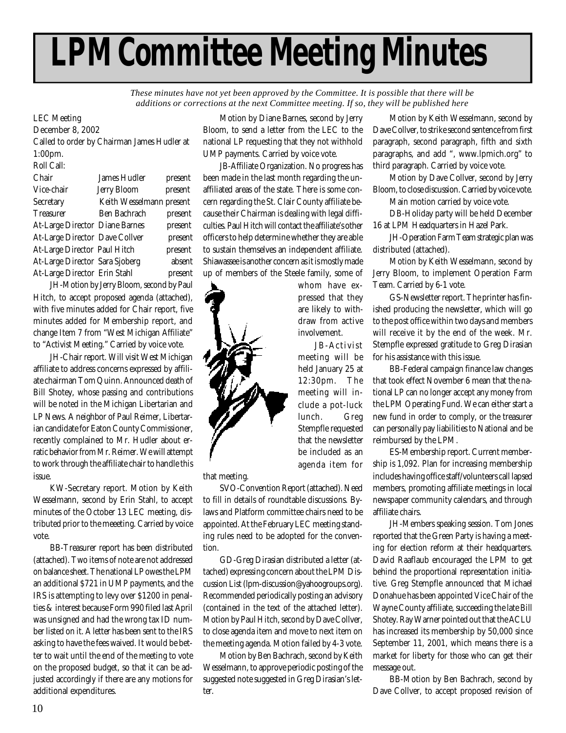// LPM Committee Meeting Minutes

*These minutes have not yet been approved by the Committee. It is possible that there will be additions or corrections at the next Committee meeting. If so, they will be published here*

LEC Meeting
December 8, 2002
Called to order by Chairman James Hudler at 1:00pm.
Roll Call:

| | | |
|---|---|---|
| Chair | James Hudler | present |
| Vice-chair | Jerry Bloom | present |
| Secretary | Keith Wesselmann | present |
| Treasurer | Ben Bachrach | present |
| At-Large Director | Diane Barnes | present |
| At-Large Director | Dave Collver | present |
| At-Large Director | Paul Hitch | present |
| At-Large Director | Sara Sjoberg | absent |
| At-Large Director | Erin Stahl | present |

JH-Motion by Jerry Bloom, second by Paul Hitch, to accept proposed agenda (attached), with five minutes added for Chair report, five minutes added for Membership report, and change Item 7 from "West Michigan Affiliate" to "Activist Meeting." Carried by voice vote.

JH-Chair report. Will visit West Michigan affiliate to address concerns expressed by affiliate chairman Tom Quinn. Announced death of Bill Shotey, whose passing and contributions will be noted in the Michigan Libertarian and LP News. A neighbor of Paul Reimer, Libertarian candidate for Eaton County Commissioner, recently complained to Mr. Hudler about erratic behavior from Mr. Reimer. We will attempt to work through the affiliate chair to handle this issue.

KW-Secretary report. Motion by Keith Wesselmann, second by Erin Stahl, to accept minutes of the October 13 LEC meeting, distributed prior to the meeeting. Carried by voice vote.

BB-Treasurer report has been distributed (attached). Two items of note are not addressed on balance sheet. The national LP owes the LPM an additional $721 in UMP payments, and the IRS is attempting to levy over $1200 in penalties & interest because Form 990 filed last April was unsigned and had the wrong tax ID number listed on it. A letter has been sent to the IRS asking to have the fees waived. It would be better to wait until the end of the meeting to vote on the proposed budget, so that it can be adjusted accordingly if there are any motions for additional expenditures.

Motion by Diane Barnes, second by Jerry Bloom, to send a letter from the LEC to the national LP requesting that they not withhold UMP payments. Carried by voice vote.

JB-Affiliate Organization. No progress has been made in the last month regarding the unaffiliated areas of the state. There is some concern regarding the St. Clair County affiliate because their Chairman is dealing with legal difficulties. Paul Hitch will contact the affiliate's other officers to help determine whether they are able to sustain themselves an independent affiliate. Shiawassee is another concern as it is mostly made up of members of the Steele family, some of whom have expressed that they are likely to withdraw from active involvement.

JB-Activist meeting will be held January 25 at 12:30pm. The meeting will include a pot-luck lunch. Greg Stempfle requested that the newsletter be included as an agenda item for that meeting.

SVO-Convention Report (attached). Need to fill in details of roundtable discussions. Bylaws and Platform committee chairs need to be appointed. At the February LEC meeting standing rules need to be adopted for the convention.

GD-Greg Dirasian distributed a letter (attached) expressing concern about the LPM Discussion List (lpm-discussion@yahoogroups.org). Recommended periodically posting an advisory (contained in the text of the attached letter). Motion by Paul Hitch, second by Dave Collver, to close agenda item and move to next item on the meeting agenda. Motion failed by 4-3 vote.

Motion by Ben Bachrach, second by Keith Wesselmann, to approve periodic posting of the suggested note suggested in Greg Dirasian's letter.

Motion by Keith Wesselmann, second by Dave Collver, to strike second sentence from first paragraph, second paragraph, fifth and sixth paragraphs, and add ", www.lpmich.org" to third paragraph. Carried by voice vote.

Motion by Dave Collver, second by Jerry Bloom, to close discussion. Carried by voice vote.

Main motion carried by voice vote.

DB-Holiday party will be held December 16 at LPM Headquarters in Hazel Park.

JH-Operation Farm Team strategic plan was distributed (attached).

Motion by Keith Wesselmann, second by Jerry Bloom, to implement Operation Farm Team. Carried by 6-1 vote.

GS-Newsletter report. The printer has finished producing the newsletter, which will go to the post office within two days and members will receive it by the end of the week. Mr. Stempfle expressed gratitude to Greg Dirasian for his assistance with this issue.

BB-Federal campaign finance law changes that took effect November 6 mean that the national LP can no longer accept any money from the LPM Operating Fund. We can either start a new fund in order to comply, or the treasurer can personally pay liabilities to National and be reimbursed by the LPM.

ES-Membership report. Current membership is 1,092. Plan for increasing membership includes having office staff/volunteers call lapsed members, promoting affiliate meetings in local newspaper community calendars, and through affiliate chairs.

JH-Members speaking session. Tom Jones reported that the Green Party is having a meeting for election reform at their headquarters. David Raaflaub encouraged the LPM to get behind the proportional representation initiative. Greg Stempfle announced that Michael Donahue has been appointed Vice Chair of the Wayne County affiliate, succeeding the late Bill Shotey. Ray Warner pointed out that the ACLU has increased its membership by 50,000 since September 11, 2001, which means there is a market for liberty for those who can get their message out.

BB-Motion by Ben Bachrach, second by Dave Collver, to accept proposed revision of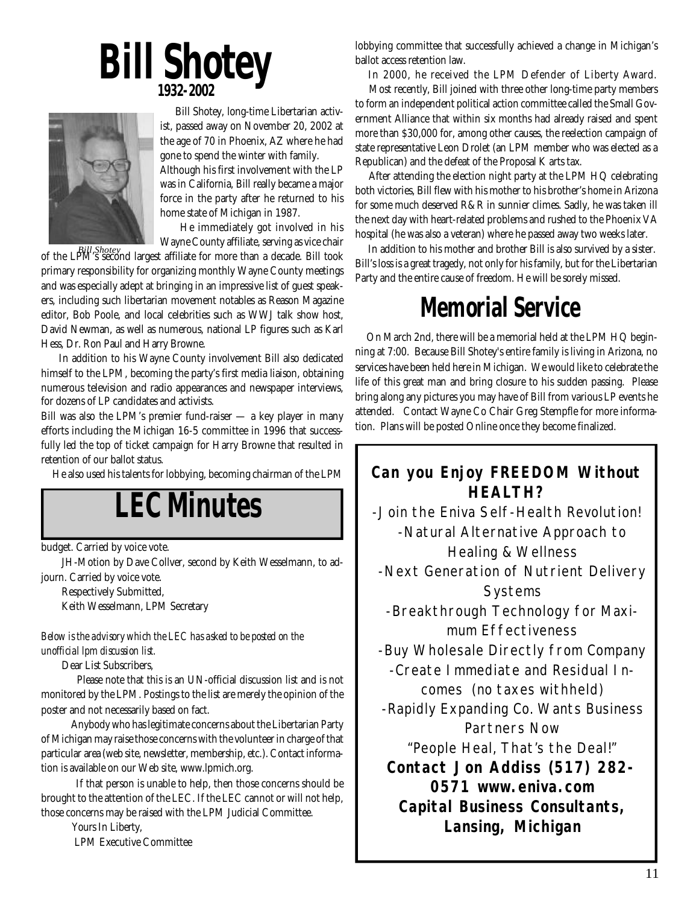# Bill Shotey

**1932-2002**

*Bill Shotey*

Bill Shotey, long-time Libertarian activist, passed away on November 20, 2002 at the age of 70 in Phoenix, AZ where he had gone to spend the winter with family. Although his first involvement with the LP was in California, Bill really became a major force in the party after he returned to his home state of Michigan in 1987.

He immediately got involved in his Wayne County affiliate, serving as vice chair of the LPM's second largest affiliate for more than a decade. Bill took primary responsibility for organizing monthly Wayne County meetings and was especially adept at bringing in an impressive list of guest speakers, including such libertarian movement notables as Reason Magazine editor, Bob Poole, and local celebrities such as WWJ talk show host, David Newman, as well as numerous, national LP figures such as Karl Hess, Dr. Ron Paul and Harry Browne.

In addition to his Wayne County involvement Bill also dedicated himself to the LPM, becoming the party's first media liaison, obtaining numerous television and radio appearances and newspaper interviews, for dozens of LP candidates and activists.

Bill was also the LPM's premier fund-raiser — a key player in many efforts including the Michigan 16-5 committee in 1996 that successfully led the top of ticket campaign for Harry Browne that resulted in retention of our ballot status.

He also used his talents for lobbying, becoming chairman of the LPM lobbying committee that successfully achieved a change in Michigan's ballot access retention law.

In 2000, he received the LPM Defender of Liberty Award.

Most recently, Bill joined with three other long-time party members to form an independent political action committee called the Small Government Alliance that within six months had already raised and spent more than $30,000 for, among other causes, the reelection campaign of state representative Leon Drolet (an LPM member who was elected as a Republican) and the defeat of the Proposal K arts tax.

After attending the election night party at the LPM HQ celebrating both victories, Bill flew with his mother to his brother's home in Arizona for some much deserved R&R in sunnier climes. Sadly, he was taken ill the next day with heart-related problems and rushed to the Phoenix VA hospital (he was also a veteran) where he passed away two weeks later.

In addition to his mother and brother Bill is also survived by a sister. Bill's loss is a great tragedy, not only for his family, but for the Libertarian Party and the entire cause of freedom. He will be sorely missed.

# Memorial Service

On March 2nd, there will be a memorial held at the LPM HQ beginning at 7:00. Because Bill Shotey's entire family is living in Arizona, no services have been held here in Michigan. We would like to celebrate the life of this great man and bring closure to his sudden passing. Please bring along any pictures you may have of Bill from various LP events he attended. Contact Wayne Co Chair Greg Stempfle for more information. Plans will be posted Online once they become finalized.

# LEC Minutes

budget. Carried by voice vote.

JH-Motion by Dave Collver, second by Keith Wesselmann, to adjourn. Carried by voice vote.

Respectively Submitted,
Keith Wesselmann, LPM Secretary

*Below is the advisory which the LEC has asked to be posted on the unofficial lpm discussion list.*

Dear List Subscribers,

Please note that this is an UN-official discussion list and is not monitored by the LPM. Postings to the list are merely the opinion of the poster and not necessarily based on fact.

Anybody who has legitimate concerns about the Libertarian Party of Michigan may raise those concerns with the volunteer in charge of that particular area (web site, newsletter, membership, etc.). Contact information is available on our Web site, www.lpmich.org.

If that person is unable to help, then those concerns should be brought to the attention of the LEC. If the LEC cannot or will not help, those concerns may be raised with the LPM Judicial Committee.

Yours In Liberty,
LPM Executive Committee

**Can you Enjoy FREEDOM Without HEALTH?**

-Join the Eniva Self-Health Revolution!
-Natural Alternative Approach to Healing & Wellness
-Next Generation of Nutrient Delivery Systems
-Breakthrough Technology for Maximum Effectiveness
-Buy Wholesale Directly from Company
-Create Immediate and Residual Incomes (no taxes withheld)
-Rapidly Expanding Co. Wants Business Partners Now
"People Heal, That's the Deal!"

**Contact Jon Addiss (517) 282-0571 www.eniva.com**
**Capital Business Consultants, Lansing, Michigan**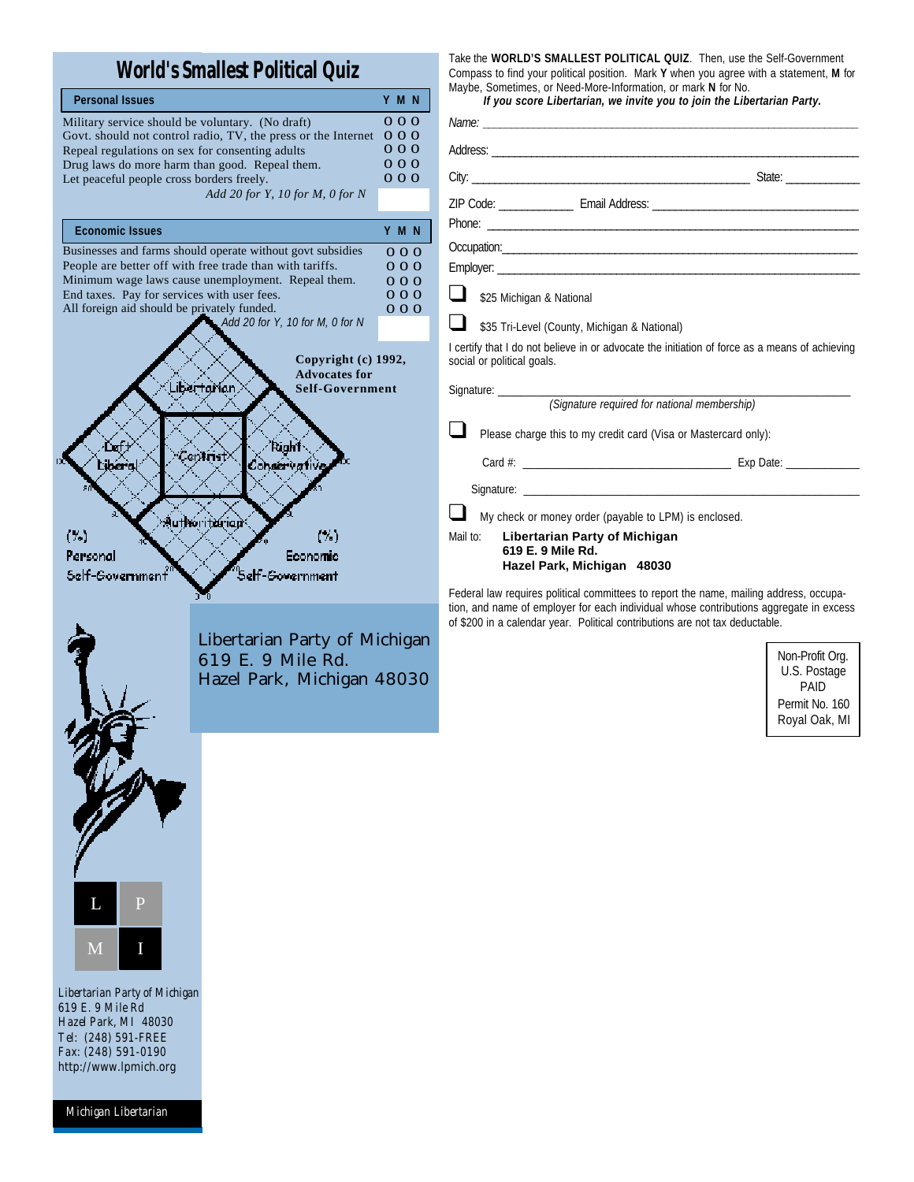# World's Smallest Political Quiz

| Personal Issues | Y | M | N |
| --- | --- | --- | --- |
| Military service should be voluntary. (No draft) | O | O | O |
| Govt. should not control radio, TV, the press or the Internet | O | O | O |
| Repeal regulations on sex for consenting adults | O | O | O |
| Drug laws do more harm than good. Repeal them. | O | O | O |
| Let peaceful people cross borders freely. | O | O | O |

*Add 20 for Y, 10 for M, 0 for N*

| Economic Issues | Y | M | N |
| --- | --- | --- | --- |
| Businesses and farms should operate without govt subsidies | O | O | O |
| People are better off with free trade than with tariffs. | O | O | O |
| Minimum wage laws cause unemployment. Repeal them. | O | O | O |
| End taxes. Pay for services with user fees. | O | O | O |
| All foreign aid should be privately funded. | O | O | O |

*Add 20 for Y, 10 for M, 0 for N*

Libertarian

Left Liberal

Centrist

Right Conservative

Authoritarian

(%) Personal Self-Government

(%) Economic Self-Government

**Copyright (c) 1992, Advocates for Self-Government**

Libertarian Party of Michigan
619 E. 9 Mile Rd.
Hazel Park, Michigan 48030

L P
M I

Libertarian Party of Michigan
619 E. 9 Mile Rd
Hazel Park, MI 48030
Tel: (248) 591-FREE
Fax: (248) 591-0190
http://www.lpmich.org

Michigan Libertarian

Take the **WORLD'S SMALLEST POLITICAL QUIZ**. Then, use the Self-Government Compass to find your political position. Mark **Y** when you agree with a statement, **M** for Maybe, Sometimes, or Need-More-Information, or mark **N** for No.

***If you score Libertarian, we invite you to join the Libertarian Party.***

*Name:* ______________________________

Address: ______________________________

City: ______________________________ State: __________

ZIP Code: __________ Email Address: ______________________________

Phone: ______________________________

Occupation: ______________________________

Employer: ______________________________

☐ $25 Michigan & National

☐ $35 Tri-Level (County, Michigan & National)

I certify that I do not believe in or advocate the initiation of force as a means of achieving social or political goals.

Signature: ______________________________

*(Signature required for national membership)*

☐ Please charge this to my credit card (Visa or Mastercard only):

Card #: ______________________________ Exp Date: __________

Signature: ______________________________

☐ My check or money order (payable to LPM) is enclosed.

Mail to: **Libertarian Party of Michigan**
**619 E. 9 Mile Rd.**
**Hazel Park, Michigan 48030**

Federal law requires political committees to report the name, mailing address, occupation, and name of employer for each individual whose contributions aggregate in excess of $200 in a calendar year. Political contributions are not tax deductable.

Non-Profit Org.
U.S. Postage
PAID
Permit No. 160
Royal Oak, MI